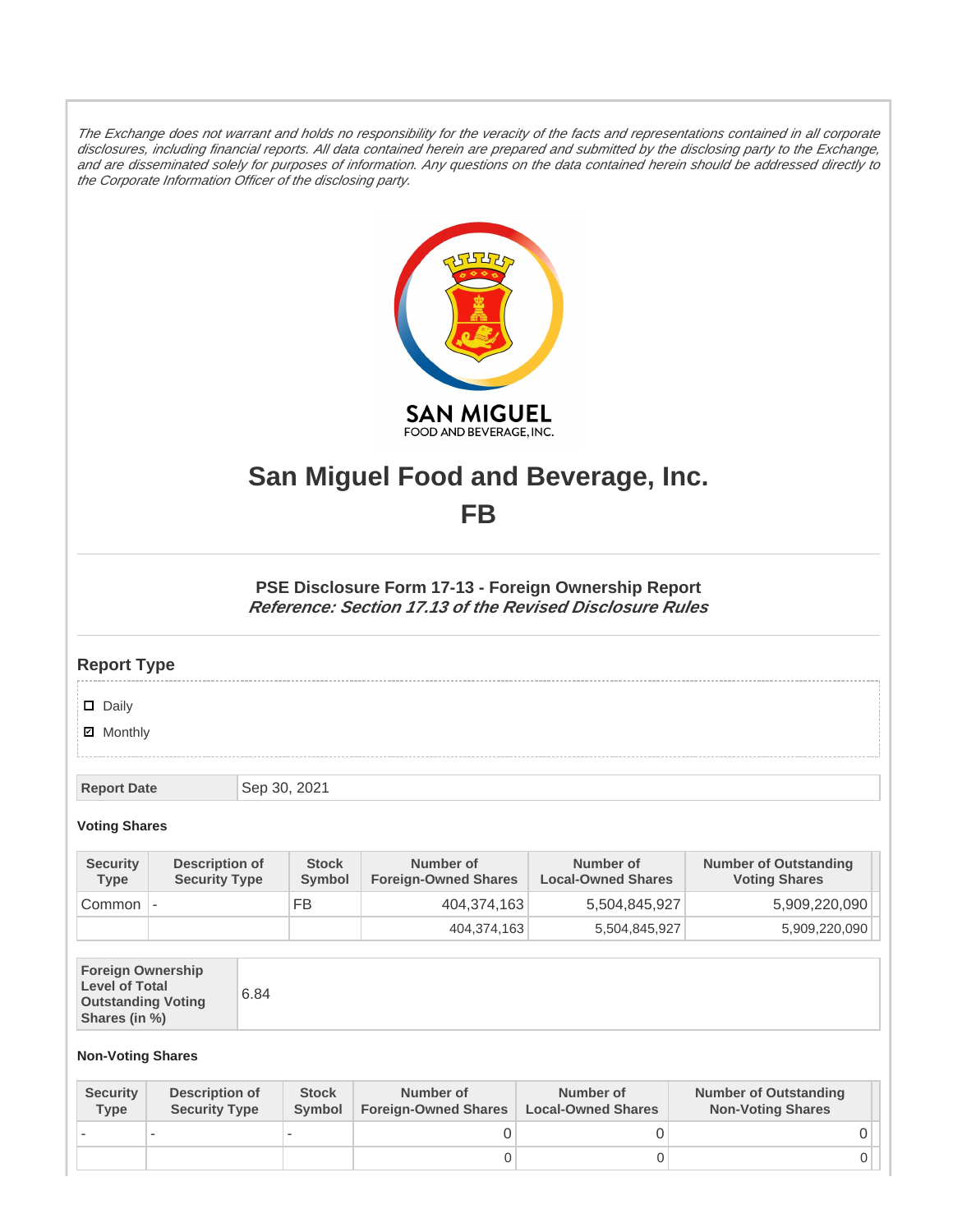*The Exchange does not warrant and holds no responsibility for the veracity of the facts and representations contained in all corporate disclosures, including financial reports. All data contained herein are prepared and submitted by the disclosing party to the Exchange, and are disseminated solely for purposes of information. Any questions on the data contained herein should be addressed directly to the Corporate Information Officer of the disclosing party.*

# San Miguel Food and Beverage, Inc.

# FB

### PSE Disclosure Form 17-13 - Foreign Ownership Report

***Reference: Section 17.13 of the Revised Disclosure Rules***

## Report Type

- ☐ Daily
- ☑ Monthly

| Report Date | Sep 30, 2021 |
|---|---|

#### Voting Shares

| Security Type | Description of Security Type | Stock Symbol | Number of Foreign-Owned Shares | Number of Local-Owned Shares | Number of Outstanding Voting Shares |
|---|---|---|---|---|---|
| Common | - | FB | 404,374,163 | 5,504,845,927 | 5,909,220,090 |
| | | | 404,374,163 | 5,504,845,927 | 5,909,220,090 |

| Foreign Ownership Level of Total Outstanding Voting Shares (in %) | 6.84 |
|---|---|

#### Non-Voting Shares

| Security Type | Description of Security Type | Stock Symbol | Number of Foreign-Owned Shares | Number of Local-Owned Shares | Number of Outstanding Non-Voting Shares |
|---|---|---|---|---|---|
| - | - | - | 0 | 0 | 0 |
| | | | 0 | 0 | 0 |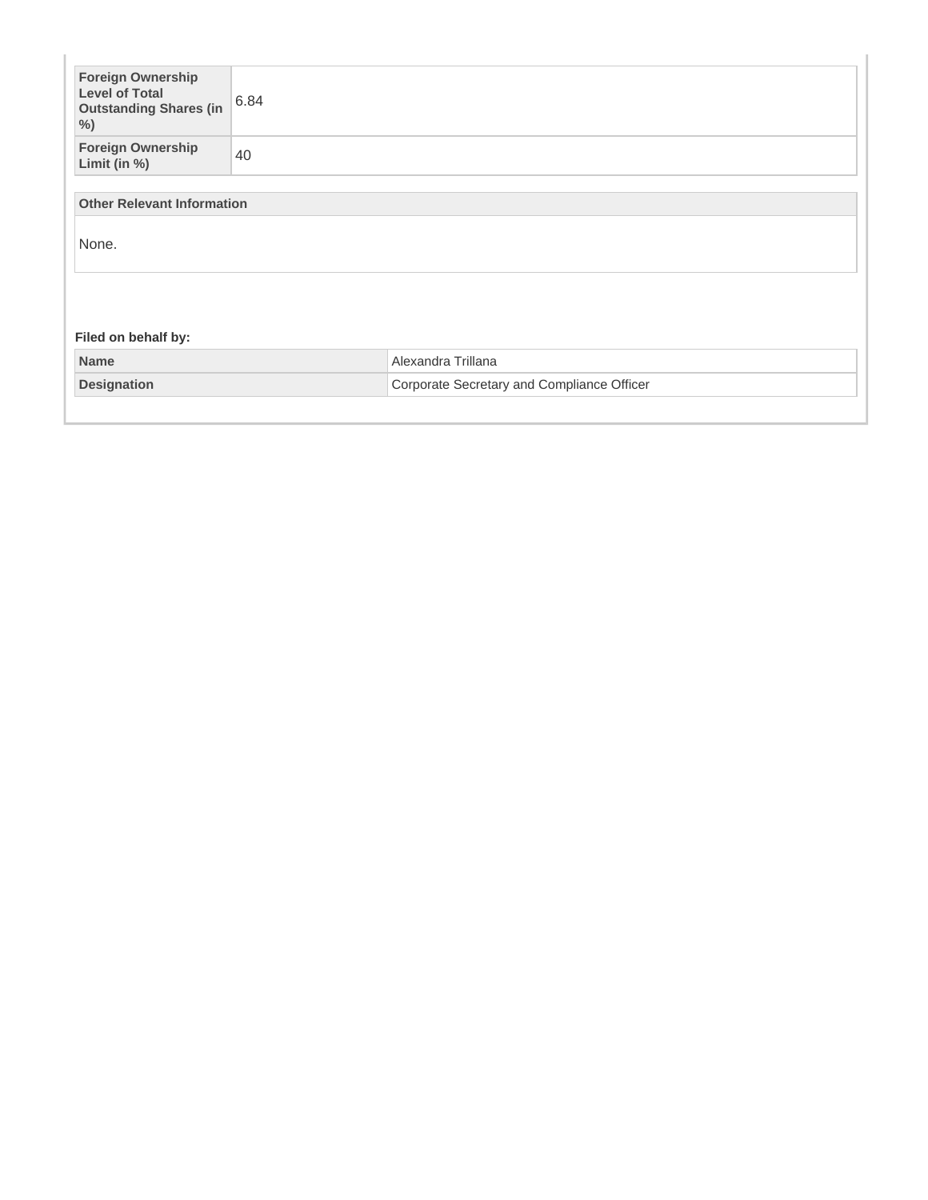| | |
|---|---|
| **Foreign Ownership Level of Total Outstanding Shares (in %)** | 6.84 |
| **Foreign Ownership Limit (in %)** | 40 |

| **Other Relevant Information** |
|---|
| None. |

**Filed on behalf by:**

| | |
|---|---|
| **Name** | Alexandra Trillana |
| **Designation** | Corporate Secretary and Compliance Officer |